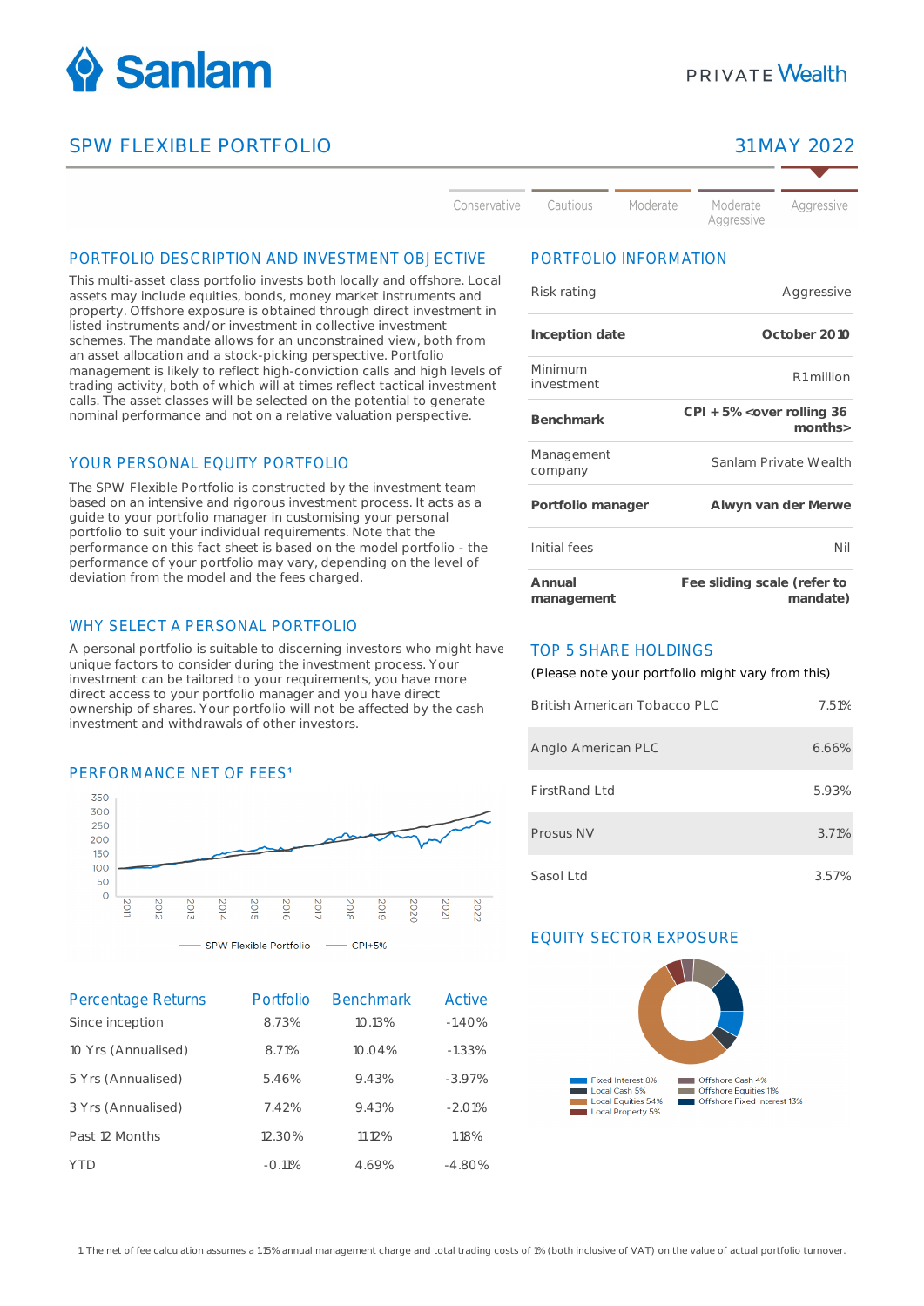# SPW FLEXIBLE PORTFOLIO

31 MAY 2022

Conservative | Cautious | Moderate | Moderate Aggressive | Aggressive

## PORTFOLIO DESCRIPTION AND INVESTMENT OBJECTIVE

This multi-asset class portfolio invests both locally and offshore. Local assets may include equities, bonds, money market instruments and property. Offshore exposure is obtained through direct investment in listed instruments and/or investment in collective investment schemes. The mandate allows for an unconstrained view, both from an asset allocation and a stock-picking perspective. Portfolio management is likely to reflect high-conviction calls and high levels of trading activity, both of which will at times reflect tactical investment calls. The asset classes will be selected on the potential to generate nominal performance and not on a relative valuation perspective.

## YOUR PERSONAL EQUITY PORTFOLIO

The SPW Flexible Portfolio is constructed by the investment team based on an intensive and rigorous investment process. It acts as a guide to your portfolio manager in customising your personal portfolio to suit your individual requirements. Note that the performance on this fact sheet is based on the model portfolio - the performance of your portfolio may vary, depending on the level of deviation from the model and the fees charged.

## WHY SELECT A PERSONAL PORTFOLIO

A personal portfolio is suitable to discerning investors who might have unique factors to consider during the investment process. Your investment can be tailored to your requirements, you have more direct access to your portfolio manager and you have direct ownership of shares. Your portfolio will not be affected by the cash investment and withdrawals of other investors.

## PERFORMANCE NET OF FEES[1]

| Percentage Returns | Portfolio | Benchmark | Active |
|---|---|---|---|
| Since inception | 8.73% | 10.13% | -1.40% |
| 10 Yrs (Annualised) | 8.71% | 10.04% | -1.33% |
| 5 Yrs (Annualised) | 5.46% | 9.43% | -3.97% |
| 3 Yrs (Annualised) | 7.42% | 9.43% | -2.01% |
| Past 12 Months | 12.30% | 11.12% | 1.18% |
| YTD | -0.11% | 4.69% | -4.80% |

## PORTFOLIO INFORMATION

| | |
|---|---|
| Risk rating | Aggressive |
| **Inception date** | **October 2010** |
| Minimum investment | R1 million |
| **Benchmark** | **CPI + 5% <over rolling 36 months>** |
| Management company | Sanlam Private Wealth |
| **Portfolio manager** | **Alwyn van der Merwe** |
| Initial fees | Nil |
| **Annual management** | **Fee sliding scale (refer to mandate)** |

## TOP 5 SHARE HOLDINGS

(Please note your portfolio might vary from this)

| | |
|---|---|
| British American Tobacco PLC | 7.51% |
| Anglo American PLC | 6.66% |
| FirstRand Ltd | 5.93% |
| Prosus NV | 3.71% |
| Sasol Ltd | 3.57% |

## EQUITY SECTOR EXPOSURE

- Fixed Interest 8%
- Local Cash 5%
- Local Equities 54%
- Local Property 5%
- Offshore Cash 4%
- Offshore Equities 11%
- Offshore Fixed Interest 13%

1. The net of fee calculation assumes a 1.15% annual management charge and total trading costs of 1% (both inclusive of VAT) on the value of actual portfolio turnover.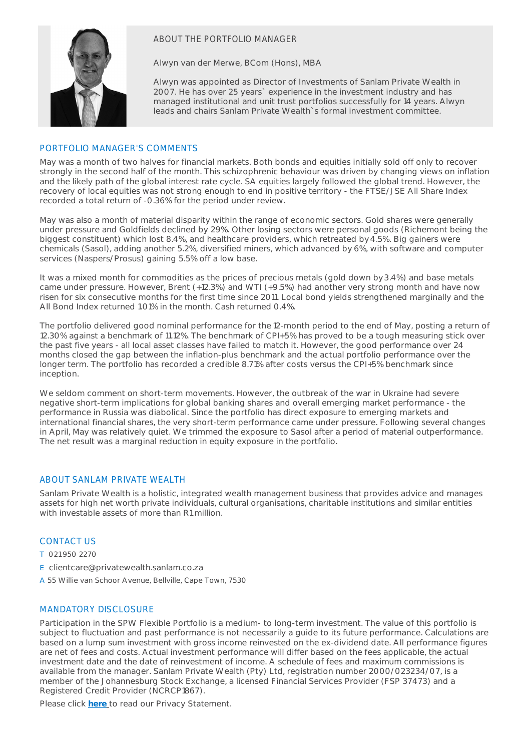## ABOUT THE PORTFOLIO MANAGER

Alwyn van der Merwe, BCom (Hons), MBA

Alwyn was appointed as Director of Investments of Sanlam Private Wealth in 2007. He has over 25 years` experience in the investment industry and has managed institutional and unit trust portfolios successfully for 14 years. Alwyn leads and chairs Sanlam Private Wealth`s formal investment committee.

## PORTFOLIO MANAGER'S COMMENTS

May was a month of two halves for financial markets. Both bonds and equities initially sold off only to recover strongly in the second half of the month. This schizophrenic behaviour was driven by changing views on inflation and the likely path of the global interest rate cycle. SA equities largely followed the global trend. However, the recovery of local equities was not strong enough to end in positive territory - the FTSE/JSE All Share Index recorded a total return of -0.36% for the period under review.

May was also a month of material disparity within the range of economic sectors. Gold shares were generally under pressure and Goldfields declined by 29%. Other losing sectors were personal goods (Richemont being the biggest constituent) which lost 8.4%, and healthcare providers, which retreated by 4.5%. Big gainers were chemicals (Sasol), adding another 5.2%, diversified miners, which advanced by 6%, with software and computer services (Naspers/Prosus) gaining 5.5% off a low base.

It was a mixed month for commodities as the prices of precious metals (gold down by 3.4%) and base metals came under pressure. However, Brent (+12.3%) and WTI (+9.5%) had another very strong month and have now risen for six consecutive months for the first time since 2011. Local bond yields strengthened marginally and the All Bond Index returned 1.01% in the month. Cash returned 0.4%.

The portfolio delivered good nominal performance for the 12-month period to the end of May, posting a return of 12.30% against a benchmark of 11.12%. The benchmark of CPI+5% has proved to be a tough measuring stick over the past five years - all local asset classes have failed to match it. However, the good performance over 24 months closed the gap between the inflation-plus benchmark and the actual portfolio performance over the longer term. The portfolio has recorded a credible 8.71% after costs versus the CPI+5% benchmark since inception.

We seldom comment on short-term movements. However, the outbreak of the war in Ukraine had severe negative short-term implications for global banking shares and overall emerging market performance - the performance in Russia was diabolical. Since the portfolio has direct exposure to emerging markets and international financial shares, the very short-term performance came under pressure. Following several changes in April, May was relatively quiet. We trimmed the exposure to Sasol after a period of material outperformance. The net result was a marginal reduction in equity exposure in the portfolio.

## ABOUT SANLAM PRIVATE WEALTH

Sanlam Private Wealth is a holistic, integrated wealth management business that provides advice and manages assets for high net worth private individuals, cultural organisations, charitable institutions and similar entities with investable assets of more than R1 million.

## CONTACT US

T 021 950 2270

E clientcare@privatewealth.sanlam.co.za

A 55 Willie van Schoor Avenue, Bellville, Cape Town, 7530

## MANDATORY DISCLOSURE

Participation in the SPW Flexible Portfolio is a medium- to long-term investment. The value of this portfolio is subject to fluctuation and past performance is not necessarily a guide to its future performance. Calculations are based on a lump sum investment with gross income reinvested on the ex-dividend date. All performance figures are net of fees and costs. Actual investment performance will differ based on the fees applicable, the actual investment date and the date of reinvestment of income. A schedule of fees and maximum commissions is available from the manager. Sanlam Private Wealth (Pty) Ltd, registration number 2000/023234/07, is a member of the Johannesburg Stock Exchange, a licensed Financial Services Provider (FSP 37473) and a Registered Credit Provider (NCRCP1867).

Please click **here** to read our Privacy Statement.